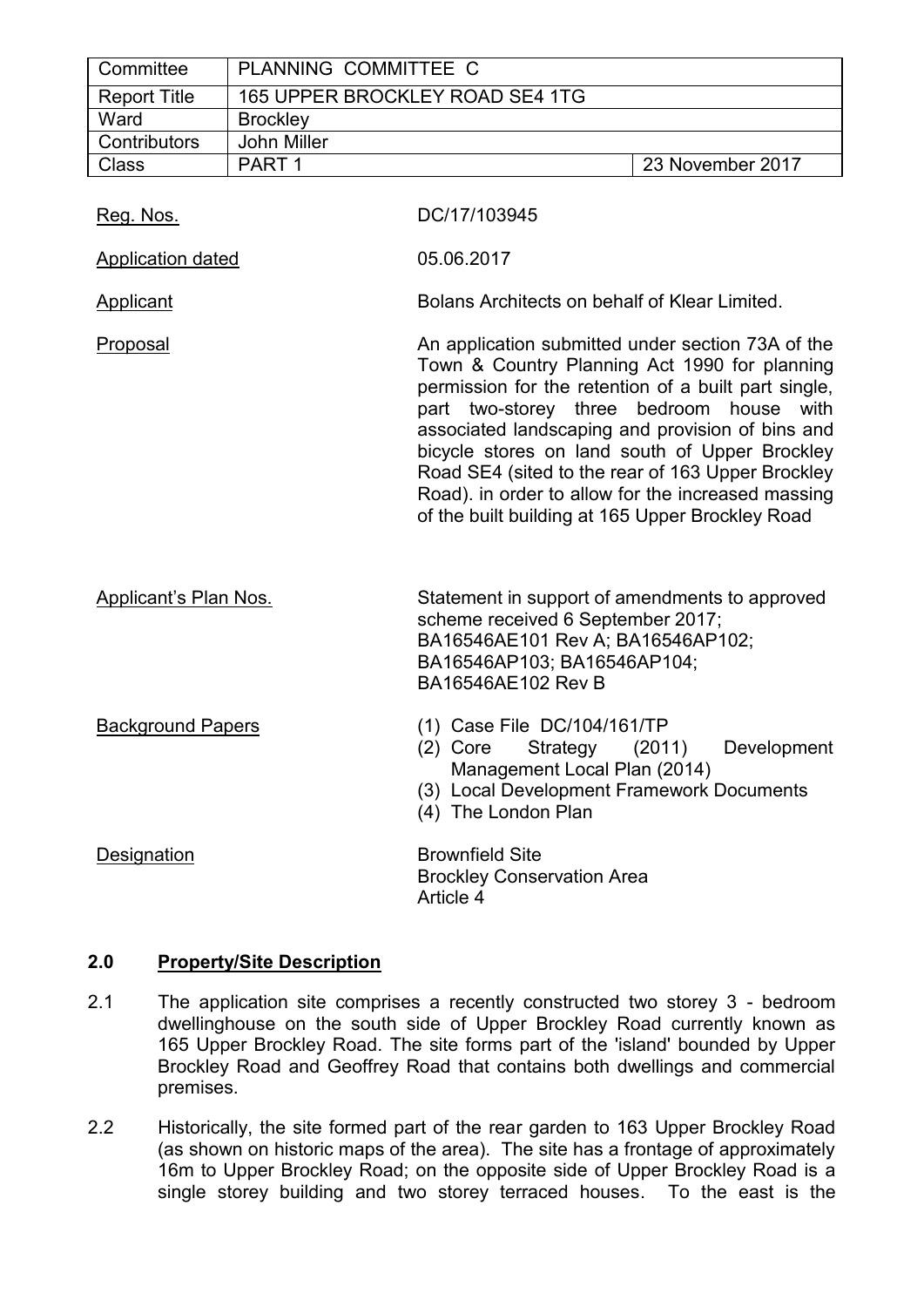| Committee | PLANNING COMMITTEE C | |
|---|---|---|
| Report Title | 165 UPPER BROCKLEY ROAD SE4 1TG | |
| Ward | Brockley | |
| Contributors | John Miller | |
| Class | PART 1 | 23 November 2017 |

| | |
|---|---|
| Reg. Nos. | DC/17/103945 |
| Application dated | 05.06.2017 |
| Applicant | Bolans Architects on behalf of Klear Limited. |
| Proposal | An application submitted under section 73A of the Town & Country Planning Act 1990 for planning permission for the retention of a built part single, part two-storey three bedroom house with associated landscaping and provision of bins and bicycle stores on land south of Upper Brockley Road SE4 (sited to the rear of 163 Upper Brockley Road). in order to allow for the increased massing of the built building at 165 Upper Brockley Road |
| Applicant's Plan Nos. | Statement in support of amendments to approved scheme received 6 September 2017; BA16546AE101 Rev A; BA16546AP102; BA16546AP103; BA16546AP104; BA16546AE102 Rev B |
| Background Papers | (1) Case File DC/104/161/TP<br>(2) Core Strategy (2011) Development Management Local Plan (2014)<br>(3) Local Development Framework Documents<br>(4) The London Plan |
| Designation | Brownfield Site<br>Brockley Conservation Area<br>Article 4 |

## 2.0 Property/Site Description

2.1 The application site comprises a recently constructed two storey 3 - bedroom dwellinghouse on the south side of Upper Brockley Road currently known as 165 Upper Brockley Road. The site forms part of the 'island' bounded by Upper Brockley Road and Geoffrey Road that contains both dwellings and commercial premises.

2.2 Historically, the site formed part of the rear garden to 163 Upper Brockley Road (as shown on historic maps of the area). The site has a frontage of approximately 16m to Upper Brockley Road; on the opposite side of Upper Brockley Road is a single storey building and two storey terraced houses. To the east is the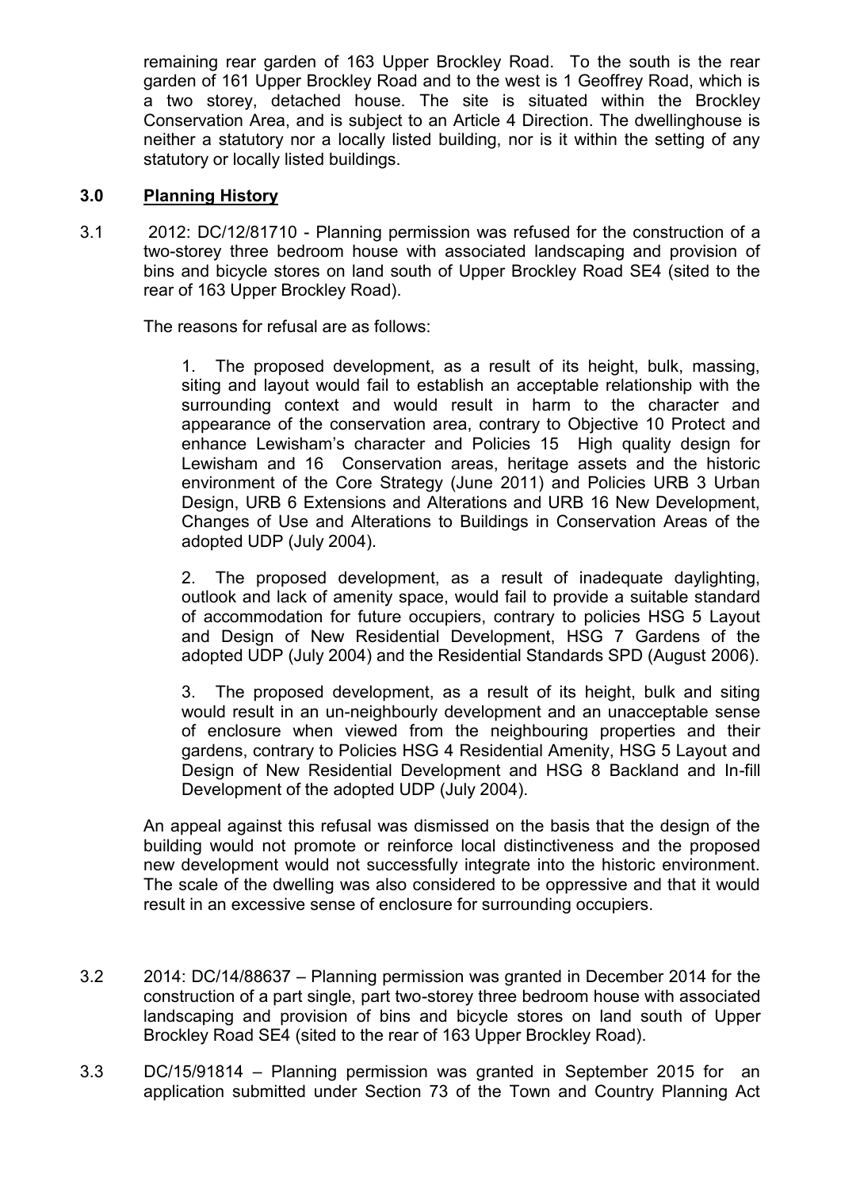remaining rear garden of 163 Upper Brockley Road. To the south is the rear garden of 161 Upper Brockley Road and to the west is 1 Geoffrey Road, which is a two storey, detached house. The site is situated within the Brockley Conservation Area, and is subject to an Article 4 Direction. The dwellinghouse is neither a statutory nor a locally listed building, nor is it within the setting of any statutory or locally listed buildings.

## 3.0 Planning History

3.1 2012: DC/12/81710 - Planning permission was refused for the construction of a two-storey three bedroom house with associated landscaping and provision of bins and bicycle stores on land south of Upper Brockley Road SE4 (sited to the rear of 163 Upper Brockley Road).

The reasons for refusal are as follows:

1. The proposed development, as a result of its height, bulk, massing, siting and layout would fail to establish an acceptable relationship with the surrounding context and would result in harm to the character and appearance of the conservation area, contrary to Objective 10 Protect and enhance Lewisham's character and Policies 15 High quality design for Lewisham and 16 Conservation areas, heritage assets and the historic environment of the Core Strategy (June 2011) and Policies URB 3 Urban Design, URB 6 Extensions and Alterations and URB 16 New Development, Changes of Use and Alterations to Buildings in Conservation Areas of the adopted UDP (July 2004).

2. The proposed development, as a result of inadequate daylighting, outlook and lack of amenity space, would fail to provide a suitable standard of accommodation for future occupiers, contrary to policies HSG 5 Layout and Design of New Residential Development, HSG 7 Gardens of the adopted UDP (July 2004) and the Residential Standards SPD (August 2006).

3. The proposed development, as a result of its height, bulk and siting would result in an un-neighbourly development and an unacceptable sense of enclosure when viewed from the neighbouring properties and their gardens, contrary to Policies HSG 4 Residential Amenity, HSG 5 Layout and Design of New Residential Development and HSG 8 Backland and In-fill Development of the adopted UDP (July 2004).

An appeal against this refusal was dismissed on the basis that the design of the building would not promote or reinforce local distinctiveness and the proposed new development would not successfully integrate into the historic environment. The scale of the dwelling was also considered to be oppressive and that it would result in an excessive sense of enclosure for surrounding occupiers.

3.2 2014: DC/14/88637 – Planning permission was granted in December 2014 for the construction of a part single, part two-storey three bedroom house with associated landscaping and provision of bins and bicycle stores on land south of Upper Brockley Road SE4 (sited to the rear of 163 Upper Brockley Road).

3.3 DC/15/91814 – Planning permission was granted in September 2015 for an application submitted under Section 73 of the Town and Country Planning Act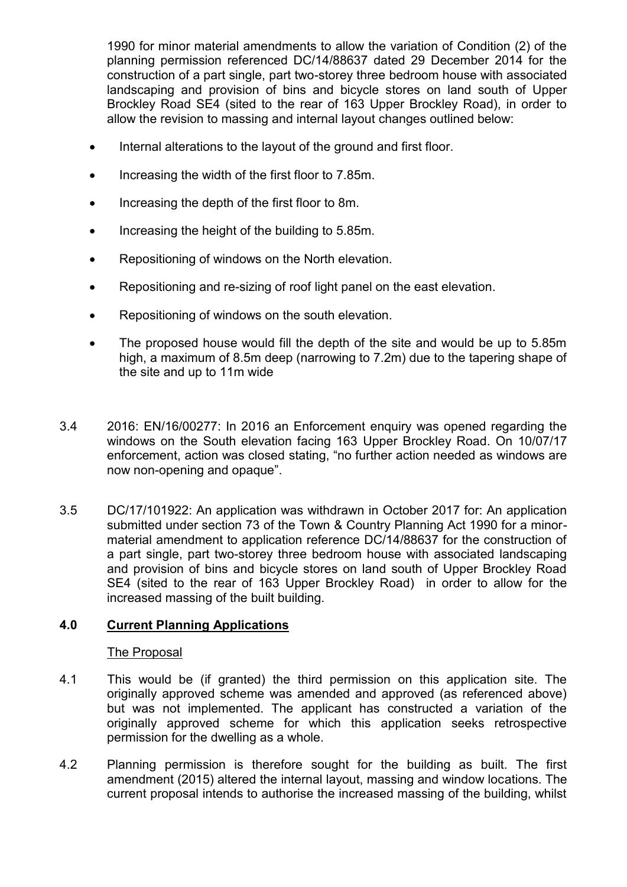1990 for minor material amendments to allow the variation of Condition (2) of the planning permission referenced DC/14/88637 dated 29 December 2014 for the construction of a part single, part two-storey three bedroom house with associated landscaping and provision of bins and bicycle stores on land south of Upper Brockley Road SE4 (sited to the rear of 163 Upper Brockley Road), in order to allow the revision to massing and internal layout changes outlined below:

- Internal alterations to the layout of the ground and first floor.
- Increasing the width of the first floor to 7.85m.
- Increasing the depth of the first floor to 8m.
- Increasing the height of the building to 5.85m.
- Repositioning of windows on the North elevation.
- Repositioning and re-sizing of roof light panel on the east elevation.
- Repositioning of windows on the south elevation.
- The proposed house would fill the depth of the site and would be up to 5.85m high, a maximum of 8.5m deep (narrowing to 7.2m) due to the tapering shape of the site and up to 11m wide

3.4 2016: EN/16/00277: In 2016 an Enforcement enquiry was opened regarding the windows on the South elevation facing 163 Upper Brockley Road. On 10/07/17 enforcement, action was closed stating, "no further action needed as windows are now non-opening and opaque".

3.5 DC/17/101922: An application was withdrawn in October 2017 for: An application submitted under section 73 of the Town & Country Planning Act 1990 for a minor-material amendment to application reference DC/14/88637 for the construction of a part single, part two-storey three bedroom house with associated landscaping and provision of bins and bicycle stores on land south of Upper Brockley Road SE4 (sited to the rear of 163 Upper Brockley Road) in order to allow for the increased massing of the built building.

## 4.0 Current Planning Applications

### The Proposal

4.1 This would be (if granted) the third permission on this application site. The originally approved scheme was amended and approved (as referenced above) but was not implemented. The applicant has constructed a variation of the originally approved scheme for which this application seeks retrospective permission for the dwelling as a whole.

4.2 Planning permission is therefore sought for the building as built. The first amendment (2015) altered the internal layout, massing and window locations. The current proposal intends to authorise the increased massing of the building, whilst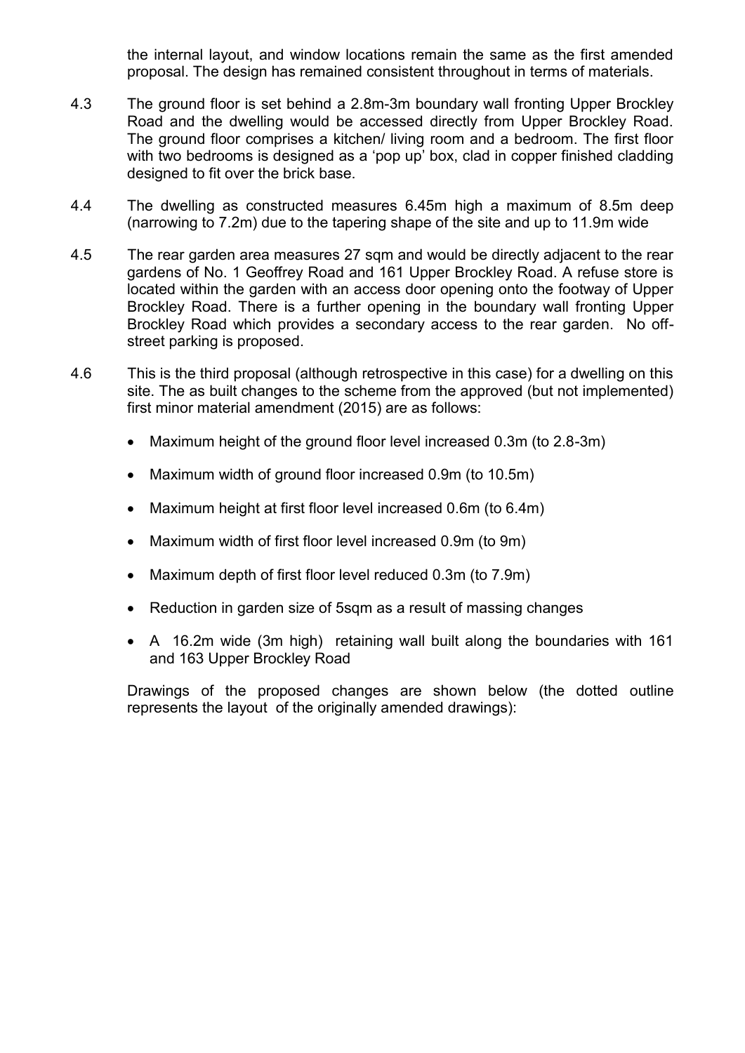the internal layout, and window locations remain the same as the first amended proposal. The design has remained consistent throughout in terms of materials.

4.3 The ground floor is set behind a 2.8m-3m boundary wall fronting Upper Brockley Road and the dwelling would be accessed directly from Upper Brockley Road. The ground floor comprises a kitchen/ living room and a bedroom. The first floor with two bedrooms is designed as a 'pop up' box, clad in copper finished cladding designed to fit over the brick base.

4.4 The dwelling as constructed measures 6.45m high a maximum of 8.5m deep (narrowing to 7.2m) due to the tapering shape of the site and up to 11.9m wide

4.5 The rear garden area measures 27 sqm and would be directly adjacent to the rear gardens of No. 1 Geoffrey Road and 161 Upper Brockley Road. A refuse store is located within the garden with an access door opening onto the footway of Upper Brockley Road. There is a further opening in the boundary wall fronting Upper Brockley Road which provides a secondary access to the rear garden. No off-street parking is proposed.

4.6 This is the third proposal (although retrospective in this case) for a dwelling on this site. The as built changes to the scheme from the approved (but not implemented) first minor material amendment (2015) are as follows:

- Maximum height of the ground floor level increased 0.3m (to 2.8-3m)
- Maximum width of ground floor increased 0.9m (to 10.5m)
- Maximum height at first floor level increased 0.6m (to 6.4m)
- Maximum width of first floor level increased 0.9m (to 9m)
- Maximum depth of first floor level reduced 0.3m (to 7.9m)
- Reduction in garden size of 5sqm as a result of massing changes
- A 16.2m wide (3m high) retaining wall built along the boundaries with 161 and 163 Upper Brockley Road

Drawings of the proposed changes are shown below (the dotted outline represents the layout of the originally amended drawings):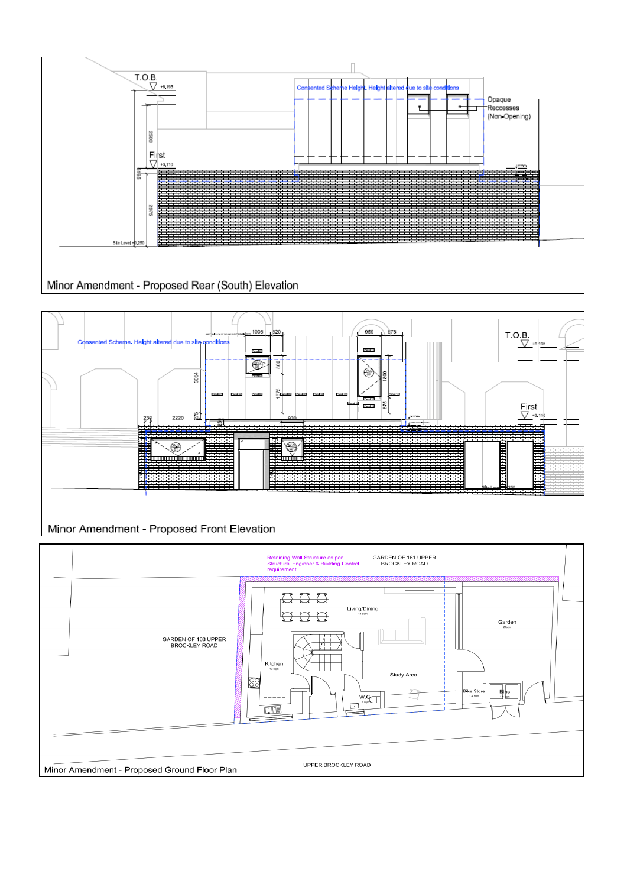T.O.B.

+6,195

2500

First

+3,110

6195

2875

Site Level +0,250

Consented Scheme Height. Height altered due to site conditions

Opaque Recesses (Non-Opening)

Minor Amendment - Proposed Rear (South) Elevation

Consented Scheme. Height altered due to site conditions

1005

520

960

275

800

1600

1675

675

3054

230

2220

275

930

T.O.B.

+6,195

First

+3,110

Minor Amendment - Proposed Front Elevation

Retaining Wall Structure as per Structural Enginner & Building Control requirement

GARDEN OF 161 UPPER BROCKLEY ROAD

GARDEN OF 163 UPPER BROCKLEY ROAD

Living/Dining

Kitchen

Study Area

W.C

Garden

Bike Store

Bins

UPPER BROCKLEY ROAD

Minor Amendment - Proposed Ground Floor Plan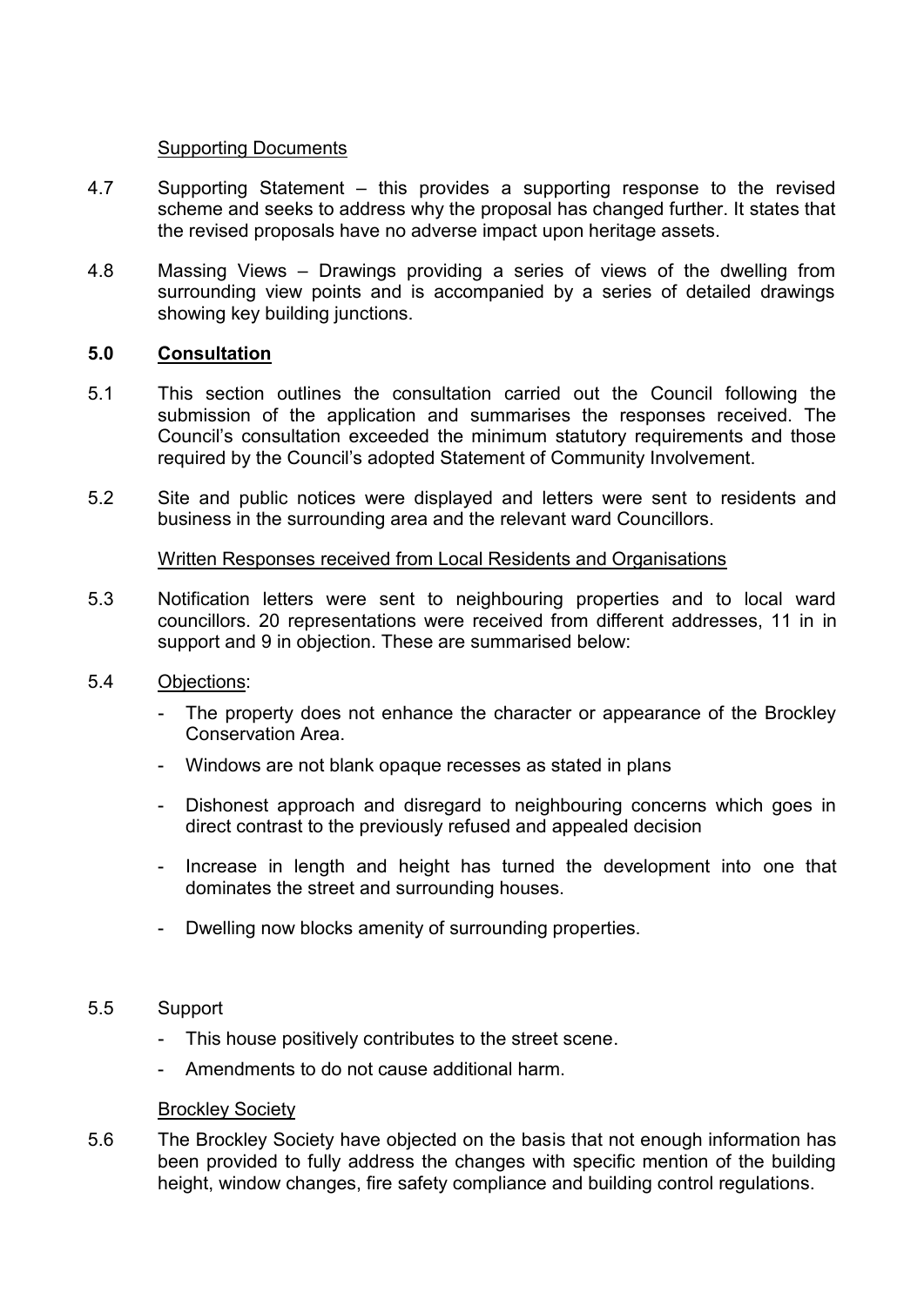Supporting Documents

4.7 Supporting Statement – this provides a supporting response to the revised scheme and seeks to address why the proposal has changed further. It states that the revised proposals have no adverse impact upon heritage assets.

4.8 Massing Views – Drawings providing a series of views of the dwelling from surrounding view points and is accompanied by a series of detailed drawings showing key building junctions.

## 5.0 Consultation

5.1 This section outlines the consultation carried out the Council following the submission of the application and summarises the responses received. The Council's consultation exceeded the minimum statutory requirements and those required by the Council's adopted Statement of Community Involvement.

5.2 Site and public notices were displayed and letters were sent to residents and business in the surrounding area and the relevant ward Councillors.

Written Responses received from Local Residents and Organisations

5.3 Notification letters were sent to neighbouring properties and to local ward councillors. 20 representations were received from different addresses, 11 in in support and 9 in objection. These are summarised below:

5.4 Objections:

- The property does not enhance the character or appearance of the Brockley Conservation Area.
- Windows are not blank opaque recesses as stated in plans
- Dishonest approach and disregard to neighbouring concerns which goes in direct contrast to the previously refused and appealed decision
- Increase in length and height has turned the development into one that dominates the street and surrounding houses.
- Dwelling now blocks amenity of surrounding properties.

5.5 Support

- This house positively contributes to the street scene.
- Amendments to do not cause additional harm.

Brockley Society

5.6 The Brockley Society have objected on the basis that not enough information has been provided to fully address the changes with specific mention of the building height, window changes, fire safety compliance and building control regulations.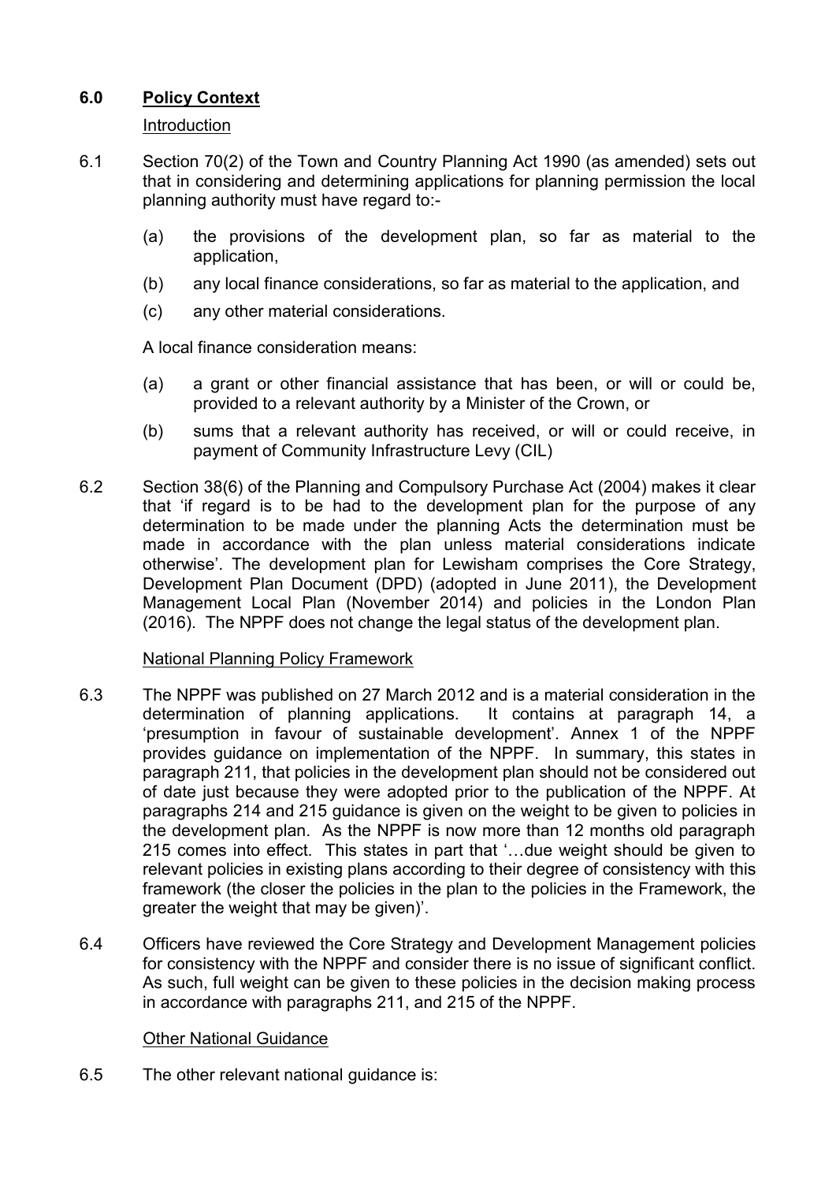## 6.0 Policy Context

Introduction

6.1 Section 70(2) of the Town and Country Planning Act 1990 (as amended) sets out that in considering and determining applications for planning permission the local planning authority must have regard to:-

(a) the provisions of the development plan, so far as material to the application,

(b) any local finance considerations, so far as material to the application, and

(c) any other material considerations.

A local finance consideration means:

(a) a grant or other financial assistance that has been, or will or could be, provided to a relevant authority by a Minister of the Crown, or

(b) sums that a relevant authority has received, or will or could receive, in payment of Community Infrastructure Levy (CIL)

6.2 Section 38(6) of the Planning and Compulsory Purchase Act (2004) makes it clear that 'if regard is to be had to the development plan for the purpose of any determination to be made under the planning Acts the determination must be made in accordance with the plan unless material considerations indicate otherwise'. The development plan for Lewisham comprises the Core Strategy, Development Plan Document (DPD) (adopted in June 2011), the Development Management Local Plan (November 2014) and policies in the London Plan (2016). The NPPF does not change the legal status of the development plan.

National Planning Policy Framework

6.3 The NPPF was published on 27 March 2012 and is a material consideration in the determination of planning applications. It contains at paragraph 14, a 'presumption in favour of sustainable development'. Annex 1 of the NPPF provides guidance on implementation of the NPPF. In summary, this states in paragraph 211, that policies in the development plan should not be considered out of date just because they were adopted prior to the publication of the NPPF. At paragraphs 214 and 215 guidance is given on the weight to be given to policies in the development plan. As the NPPF is now more than 12 months old paragraph 215 comes into effect. This states in part that '…due weight should be given to relevant policies in existing plans according to their degree of consistency with this framework (the closer the policies in the plan to the policies in the Framework, the greater the weight that may be given)'.

6.4 Officers have reviewed the Core Strategy and Development Management policies for consistency with the NPPF and consider there is no issue of significant conflict. As such, full weight can be given to these policies in the decision making process in accordance with paragraphs 211, and 215 of the NPPF.

Other National Guidance

6.5 The other relevant national guidance is: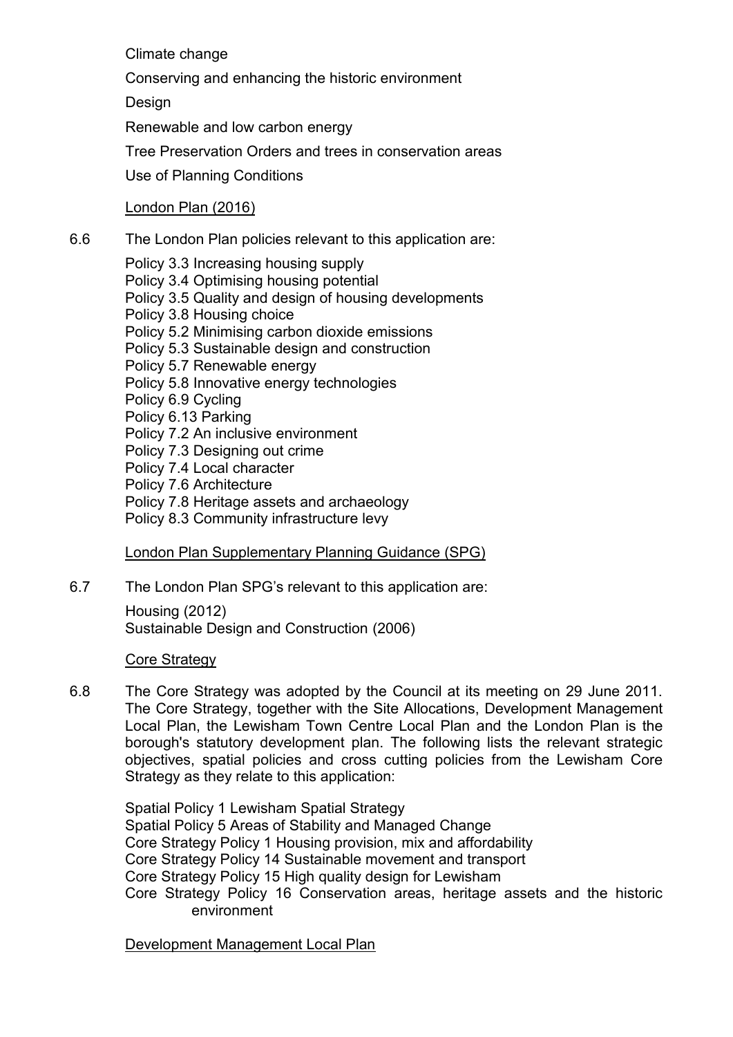Climate change

Conserving and enhancing the historic environment

Design

Renewable and low carbon energy

Tree Preservation Orders and trees in conservation areas

Use of Planning Conditions

London Plan (2016)

6.6 The London Plan policies relevant to this application are:

Policy 3.3 Increasing housing supply
Policy 3.4 Optimising housing potential
Policy 3.5 Quality and design of housing developments
Policy 3.8 Housing choice
Policy 5.2 Minimising carbon dioxide emissions
Policy 5.3 Sustainable design and construction
Policy 5.7 Renewable energy
Policy 5.8 Innovative energy technologies
Policy 6.9 Cycling
Policy 6.13 Parking
Policy 7.2 An inclusive environment
Policy 7.3 Designing out crime
Policy 7.4 Local character
Policy 7.6 Architecture
Policy 7.8 Heritage assets and archaeology
Policy 8.3 Community infrastructure levy

London Plan Supplementary Planning Guidance (SPG)

6.7 The London Plan SPG's relevant to this application are:

Housing (2012)
Sustainable Design and Construction (2006)

Core Strategy

6.8 The Core Strategy was adopted by the Council at its meeting on 29 June 2011. The Core Strategy, together with the Site Allocations, Development Management Local Plan, the Lewisham Town Centre Local Plan and the London Plan is the borough's statutory development plan. The following lists the relevant strategic objectives, spatial policies and cross cutting policies from the Lewisham Core Strategy as they relate to this application:

Spatial Policy 1 Lewisham Spatial Strategy
Spatial Policy 5 Areas of Stability and Managed Change
Core Strategy Policy 1 Housing provision, mix and affordability
Core Strategy Policy 14 Sustainable movement and transport
Core Strategy Policy 15 High quality design for Lewisham
Core Strategy Policy 16 Conservation areas, heritage assets and the historic environment

Development Management Local Plan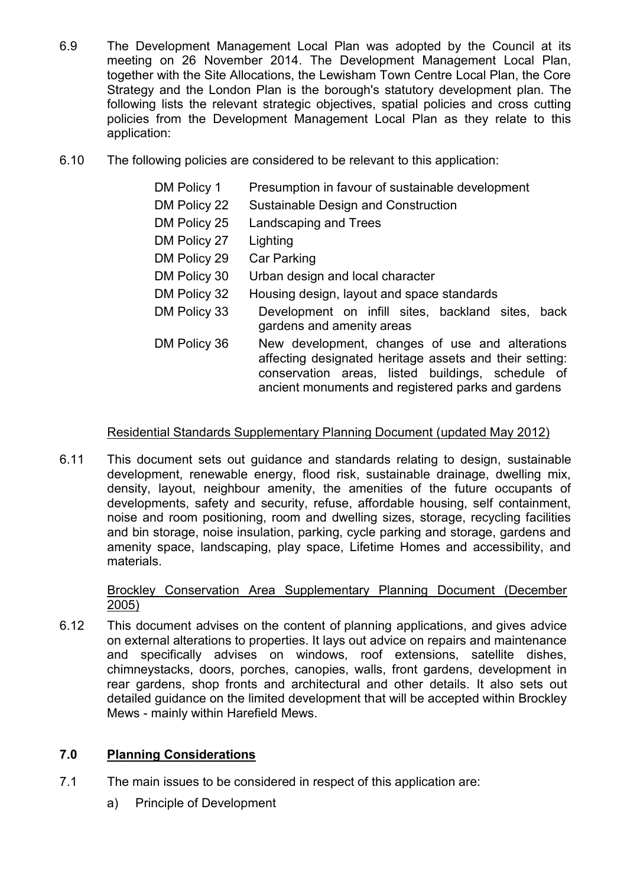6.9 The Development Management Local Plan was adopted by the Council at its meeting on 26 November 2014. The Development Management Local Plan, together with the Site Allocations, the Lewisham Town Centre Local Plan, the Core Strategy and the London Plan is the borough's statutory development plan. The following lists the relevant strategic objectives, spatial policies and cross cutting policies from the Development Management Local Plan as they relate to this application:

6.10 The following policies are considered to be relevant to this application:

| | |
|---|---|
| DM Policy 1 | Presumption in favour of sustainable development |
| DM Policy 22 | Sustainable Design and Construction |
| DM Policy 25 | Landscaping and Trees |
| DM Policy 27 | Lighting |
| DM Policy 29 | Car Parking |
| DM Policy 30 | Urban design and local character |
| DM Policy 32 | Housing design, layout and space standards |
| DM Policy 33 | Development on infill sites, backland sites, back gardens and amenity areas |
| DM Policy 36 | New development, changes of use and alterations affecting designated heritage assets and their setting: conservation areas, listed buildings, schedule of ancient monuments and registered parks and gardens |

<u>Residential Standards Supplementary Planning Document (updated May 2012)</u>

6.11 This document sets out guidance and standards relating to design, sustainable development, renewable energy, flood risk, sustainable drainage, dwelling mix, density, layout, neighbour amenity, the amenities of the future occupants of developments, safety and security, refuse, affordable housing, self containment, noise and room positioning, room and dwelling sizes, storage, recycling facilities and bin storage, noise insulation, parking, cycle parking and storage, gardens and amenity space, landscaping, play space, Lifetime Homes and accessibility, and materials.

<u>Brockley Conservation Area Supplementary Planning Document (December 2005)</u>

6.12 This document advises on the content of planning applications, and gives advice on external alterations to properties. It lays out advice on repairs and maintenance and specifically advises on windows, roof extensions, satellite dishes, chimneystacks, doors, porches, canopies, walls, front gardens, development in rear gardens, shop fronts and architectural and other details. It also sets out detailed guidance on the limited development that will be accepted within Brockley Mews - mainly within Harefield Mews.

## 7.0 Planning Considerations

7.1 The main issues to be considered in respect of this application are:

a) Principle of Development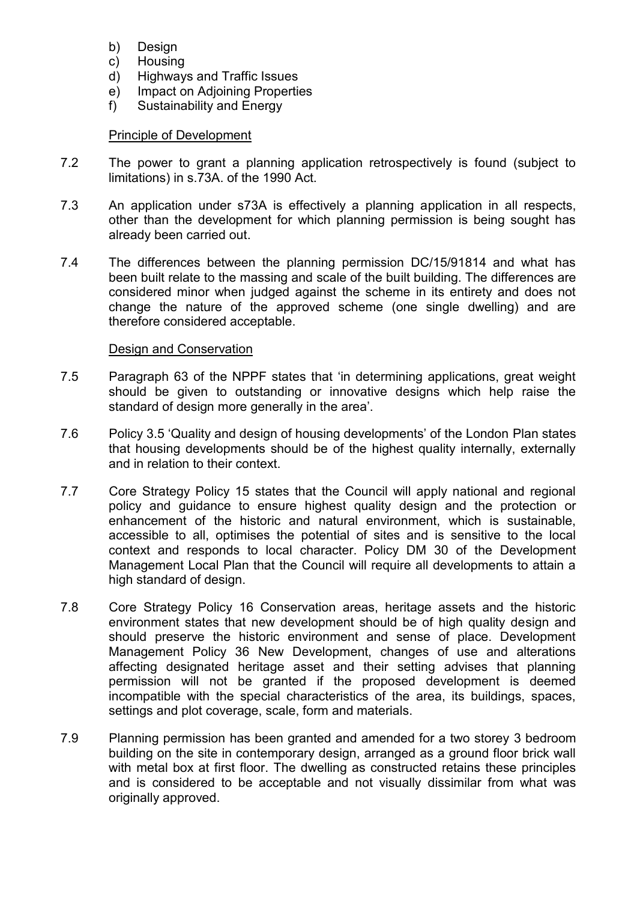b) Design
c) Housing
d) Highways and Traffic Issues
e) Impact on Adjoining Properties
f) Sustainability and Energy

Principle of Development

7.2 The power to grant a planning application retrospectively is found (subject to limitations) in s.73A. of the 1990 Act.

7.3 An application under s73A is effectively a planning application in all respects, other than the development for which planning permission is being sought has already been carried out.

7.4 The differences between the planning permission DC/15/91814 and what has been built relate to the massing and scale of the built building. The differences are considered minor when judged against the scheme in its entirety and does not change the nature of the approved scheme (one single dwelling) and are therefore considered acceptable.

Design and Conservation

7.5 Paragraph 63 of the NPPF states that 'in determining applications, great weight should be given to outstanding or innovative designs which help raise the standard of design more generally in the area'.

7.6 Policy 3.5 'Quality and design of housing developments' of the London Plan states that housing developments should be of the highest quality internally, externally and in relation to their context.

7.7 Core Strategy Policy 15 states that the Council will apply national and regional policy and guidance to ensure highest quality design and the protection or enhancement of the historic and natural environment, which is sustainable, accessible to all, optimises the potential of sites and is sensitive to the local context and responds to local character. Policy DM 30 of the Development Management Local Plan that the Council will require all developments to attain a high standard of design.

7.8 Core Strategy Policy 16 Conservation areas, heritage assets and the historic environment states that new development should be of high quality design and should preserve the historic environment and sense of place. Development Management Policy 36 New Development, changes of use and alterations affecting designated heritage asset and their setting advises that planning permission will not be granted if the proposed development is deemed incompatible with the special characteristics of the area, its buildings, spaces, settings and plot coverage, scale, form and materials.

7.9 Planning permission has been granted and amended for a two storey 3 bedroom building on the site in contemporary design, arranged as a ground floor brick wall with metal box at first floor. The dwelling as constructed retains these principles and is considered to be acceptable and not visually dissimilar from what was originally approved.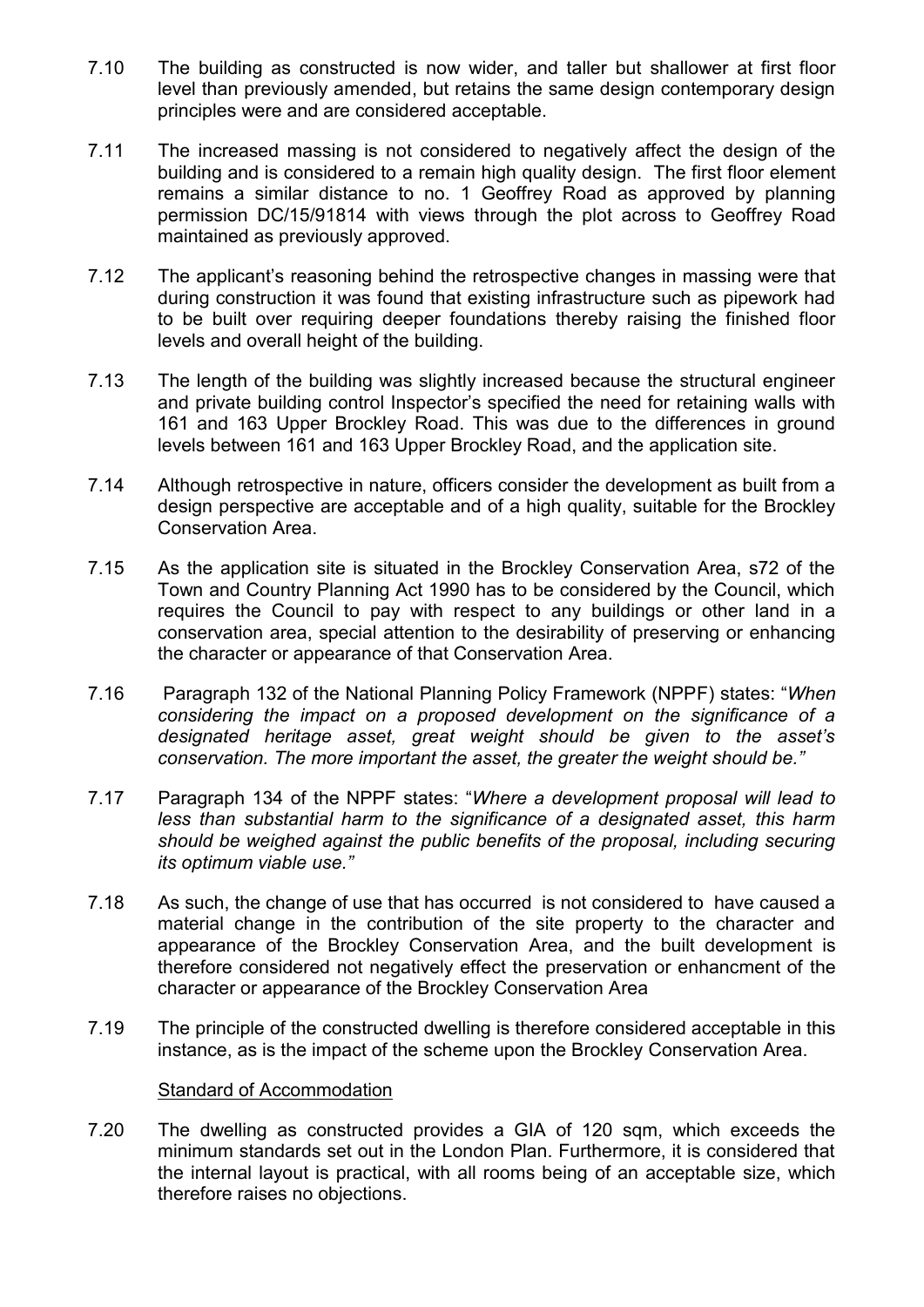7.10 The building as constructed is now wider, and taller but shallower at first floor level than previously amended, but retains the same design contemporary design principles were and are considered acceptable.

7.11 The increased massing is not considered to negatively affect the design of the building and is considered to a remain high quality design. The first floor element remains a similar distance to no. 1 Geoffrey Road as approved by planning permission DC/15/91814 with views through the plot across to Geoffrey Road maintained as previously approved.

7.12 The applicant's reasoning behind the retrospective changes in massing were that during construction it was found that existing infrastructure such as pipework had to be built over requiring deeper foundations thereby raising the finished floor levels and overall height of the building.

7.13 The length of the building was slightly increased because the structural engineer and private building control Inspector's specified the need for retaining walls with 161 and 163 Upper Brockley Road. This was due to the differences in ground levels between 161 and 163 Upper Brockley Road, and the application site.

7.14 Although retrospective in nature, officers consider the development as built from a design perspective are acceptable and of a high quality, suitable for the Brockley Conservation Area.

7.15 As the application site is situated in the Brockley Conservation Area, s72 of the Town and Country Planning Act 1990 has to be considered by the Council, which requires the Council to pay with respect to any buildings or other land in a conservation area, special attention to the desirability of preserving or enhancing the character or appearance of that Conservation Area.

7.16 Paragraph 132 of the National Planning Policy Framework (NPPF) states: "*When considering the impact on a proposed development on the significance of a designated heritage asset, great weight should be given to the asset's conservation. The more important the asset, the greater the weight should be.*"

7.17 Paragraph 134 of the NPPF states: "*Where a development proposal will lead to less than substantial harm to the significance of a designated asset, this harm should be weighed against the public benefits of the proposal, including securing its optimum viable use.*"

7.18 As such, the change of use that has occurred is not considered to have caused a material change in the contribution of the site property to the character and appearance of the Brockley Conservation Area, and the built development is therefore considered not negatively effect the preservation or enhancment of the character or appearance of the Brockley Conservation Area

7.19 The principle of the constructed dwelling is therefore considered acceptable in this instance, as is the impact of the scheme upon the Brockley Conservation Area.

Standard of Accommodation

7.20 The dwelling as constructed provides a GIA of 120 sqm, which exceeds the minimum standards set out in the London Plan. Furthermore, it is considered that the internal layout is practical, with all rooms being of an acceptable size, which therefore raises no objections.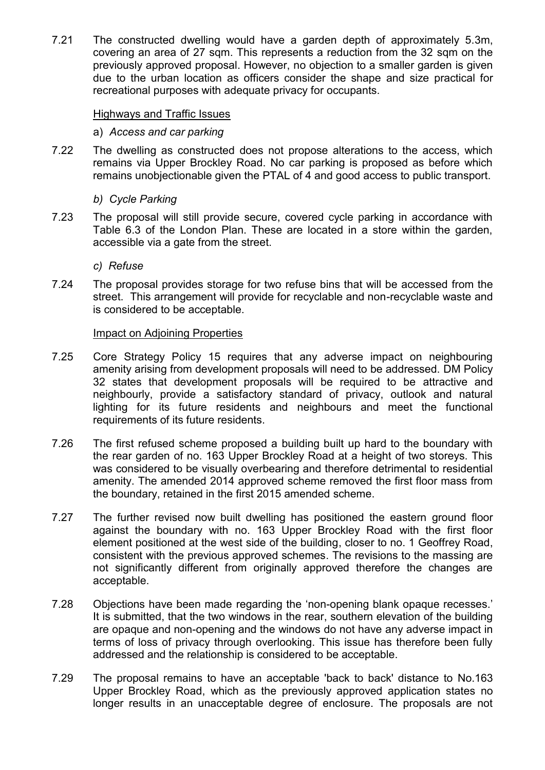7.21 The constructed dwelling would have a garden depth of approximately 5.3m, covering an area of 27 sqm. This represents a reduction from the 32 sqm on the previously approved proposal. However, no objection to a smaller garden is given due to the urban location as officers consider the shape and size practical for recreational purposes with adequate privacy for occupants.

Highways and Traffic Issues

a) *Access and car parking*

7.22 The dwelling as constructed does not propose alterations to the access, which remains via Upper Brockley Road. No car parking is proposed as before which remains unobjectionable given the PTAL of 4 and good access to public transport.

*b) Cycle Parking*

7.23 The proposal will still provide secure, covered cycle parking in accordance with Table 6.3 of the London Plan. These are located in a store within the garden, accessible via a gate from the street.

*c) Refuse*

7.24 The proposal provides storage for two refuse bins that will be accessed from the street. This arrangement will provide for recyclable and non-recyclable waste and is considered to be acceptable.

Impact on Adjoining Properties

7.25 Core Strategy Policy 15 requires that any adverse impact on neighbouring amenity arising from development proposals will need to be addressed. DM Policy 32 states that development proposals will be required to be attractive and neighbourly, provide a satisfactory standard of privacy, outlook and natural lighting for its future residents and neighbours and meet the functional requirements of its future residents.

7.26 The first refused scheme proposed a building built up hard to the boundary with the rear garden of no. 163 Upper Brockley Road at a height of two storeys. This was considered to be visually overbearing and therefore detrimental to residential amenity. The amended 2014 approved scheme removed the first floor mass from the boundary, retained in the first 2015 amended scheme.

7.27 The further revised now built dwelling has positioned the eastern ground floor against the boundary with no. 163 Upper Brockley Road with the first floor element positioned at the west side of the building, closer to no. 1 Geoffrey Road, consistent with the previous approved schemes. The revisions to the massing are not significantly different from originally approved therefore the changes are acceptable.

7.28 Objections have been made regarding the 'non-opening blank opaque recesses.' It is submitted, that the two windows in the rear, southern elevation of the building are opaque and non-opening and the windows do not have any adverse impact in terms of loss of privacy through overlooking. This issue has therefore been fully addressed and the relationship is considered to be acceptable.

7.29 The proposal remains to have an acceptable 'back to back' distance to No.163 Upper Brockley Road, which as the previously approved application states no longer results in an unacceptable degree of enclosure. The proposals are not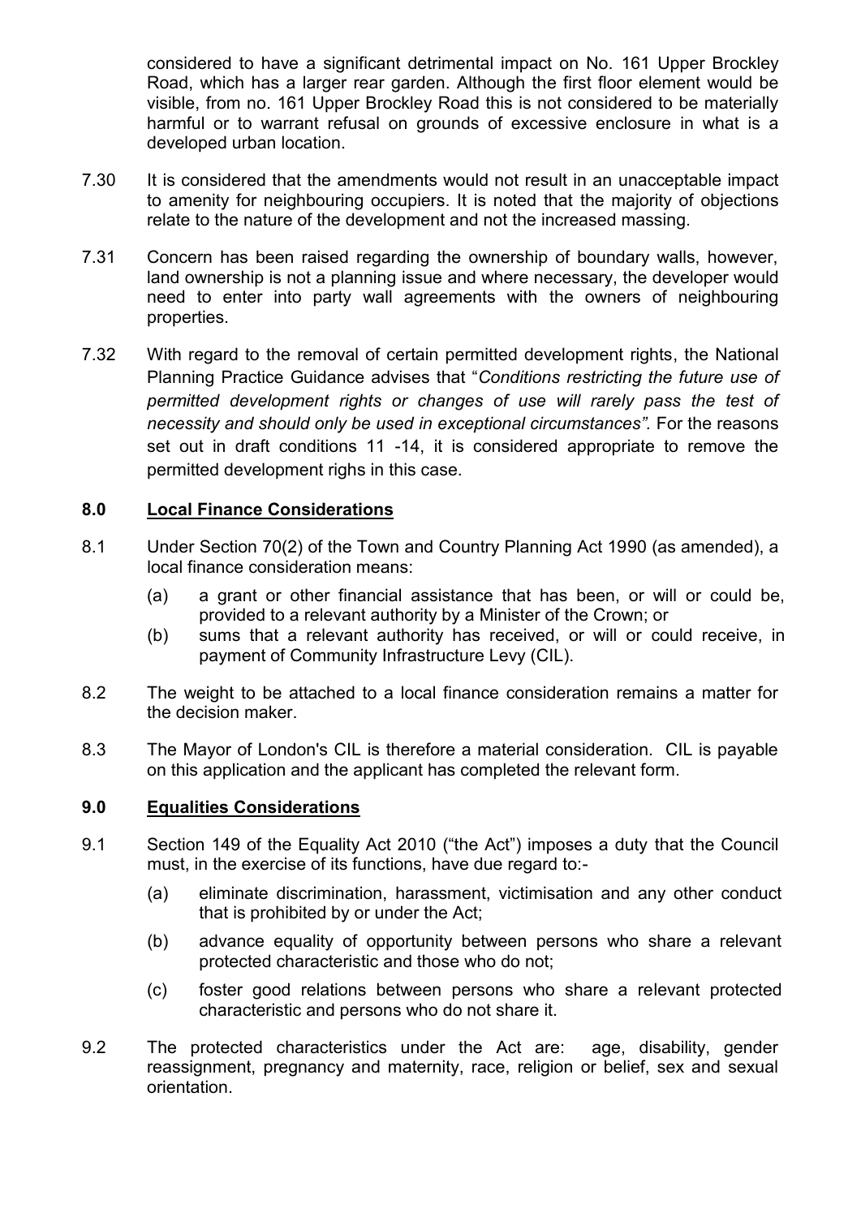considered to have a significant detrimental impact on No. 161 Upper Brockley Road, which has a larger rear garden. Although the first floor element would be visible, from no. 161 Upper Brockley Road this is not considered to be materially harmful or to warrant refusal on grounds of excessive enclosure in what is a developed urban location.

7.30 It is considered that the amendments would not result in an unacceptable impact to amenity for neighbouring occupiers. It is noted that the majority of objections relate to the nature of the development and not the increased massing.

7.31 Concern has been raised regarding the ownership of boundary walls, however, land ownership is not a planning issue and where necessary, the developer would need to enter into party wall agreements with the owners of neighbouring properties.

7.32 With regard to the removal of certain permitted development rights, the National Planning Practice Guidance advises that "*Conditions restricting the future use of permitted development rights or changes of use will rarely pass the test of necessity and should only be used in exceptional circumstances".* For the reasons set out in draft conditions 11 -14, it is considered appropriate to remove the permitted development righs in this case.

## 8.0 Local Finance Considerations

8.1 Under Section 70(2) of the Town and Country Planning Act 1990 (as amended), a local finance consideration means:

- (a) a grant or other financial assistance that has been, or will or could be, provided to a relevant authority by a Minister of the Crown; or
- (b) sums that a relevant authority has received, or will or could receive, in payment of Community Infrastructure Levy (CIL).

8.2 The weight to be attached to a local finance consideration remains a matter for the decision maker.

8.3 The Mayor of London's CIL is therefore a material consideration. CIL is payable on this application and the applicant has completed the relevant form.

## 9.0 Equalities Considerations

9.1 Section 149 of the Equality Act 2010 ("the Act") imposes a duty that the Council must, in the exercise of its functions, have due regard to:-

- (a) eliminate discrimination, harassment, victimisation and any other conduct that is prohibited by or under the Act;
- (b) advance equality of opportunity between persons who share a relevant protected characteristic and those who do not;
- (c) foster good relations between persons who share a relevant protected characteristic and persons who do not share it.

9.2 The protected characteristics under the Act are: age, disability, gender reassignment, pregnancy and maternity, race, religion or belief, sex and sexual orientation.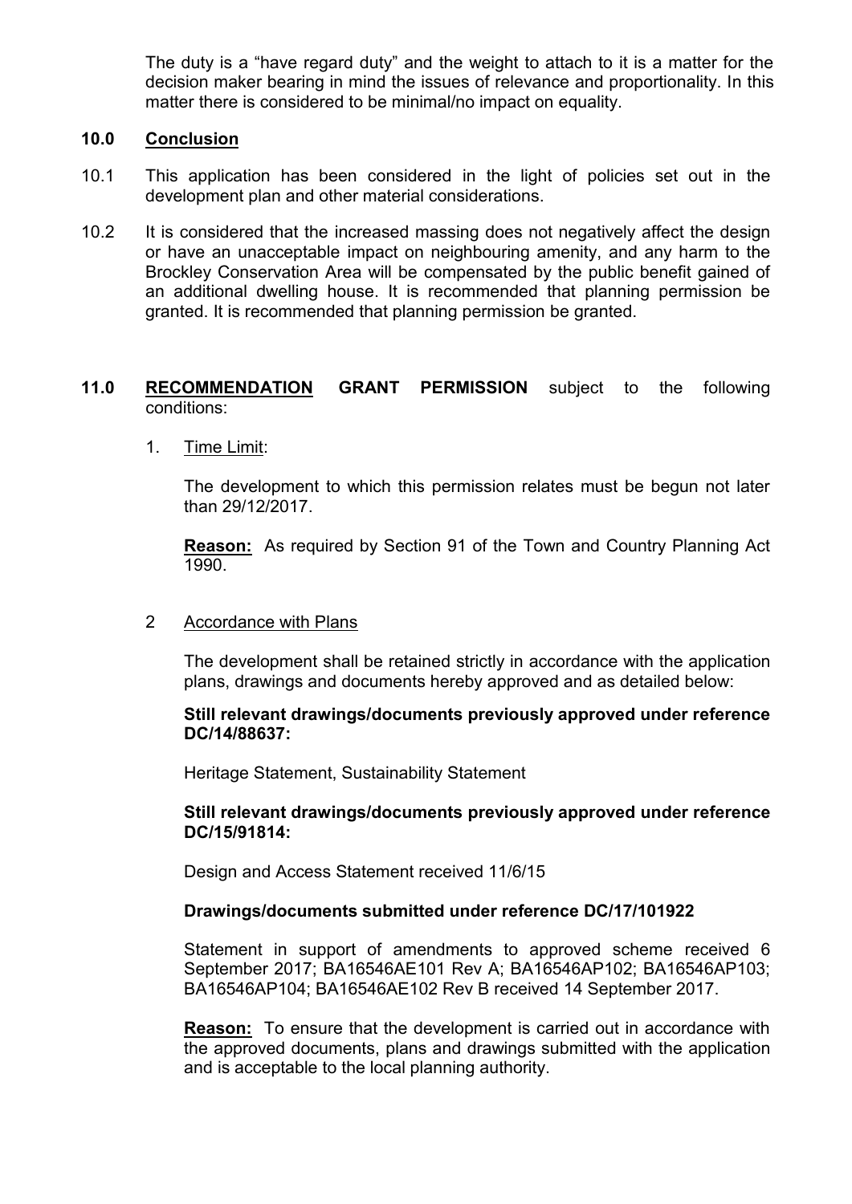The duty is a "have regard duty" and the weight to attach to it is a matter for the decision maker bearing in mind the issues of relevance and proportionality. In this matter there is considered to be minimal/no impact on equality.

## 10.0 Conclusion

10.1 This application has been considered in the light of policies set out in the development plan and other material considerations.

10.2 It is considered that the increased massing does not negatively affect the design or have an unacceptable impact on neighbouring amenity, and any harm to the Brockley Conservation Area will be compensated by the public benefit gained of an additional dwelling house. It is recommended that planning permission be granted. It is recommended that planning permission be granted.

## 11.0 RECOMMENDATION GRANT PERMISSION subject to the following conditions:

1. Time Limit:

   The development to which this permission relates must be begun not later than 29/12/2017.

   **Reason:** As required by Section 91 of the Town and Country Planning Act 1990.

2. Accordance with Plans

   The development shall be retained strictly in accordance with the application plans, drawings and documents hereby approved and as detailed below:

   **Still relevant drawings/documents previously approved under reference DC/14/88637:**

   Heritage Statement, Sustainability Statement

   **Still relevant drawings/documents previously approved under reference DC/15/91814:**

   Design and Access Statement received 11/6/15

   **Drawings/documents submitted under reference DC/17/101922**

   Statement in support of amendments to approved scheme received 6 September 2017; BA16546AE101 Rev A; BA16546AP102; BA16546AP103; BA16546AP104; BA16546AE102 Rev B received 14 September 2017.

   **Reason:** To ensure that the development is carried out in accordance with the approved documents, plans and drawings submitted with the application and is acceptable to the local planning authority.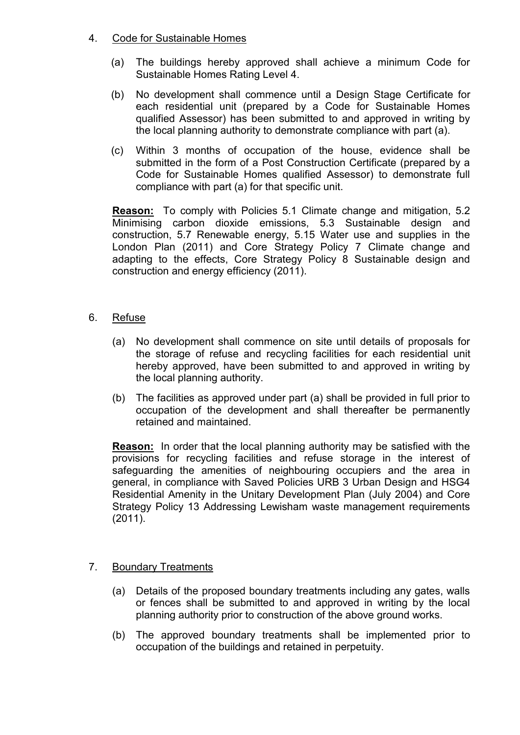4. <u>Code for Sustainable Homes</u>

   (a) The buildings hereby approved shall achieve a minimum Code for Sustainable Homes Rating Level 4.

   (b) No development shall commence until a Design Stage Certificate for each residential unit (prepared by a Code for Sustainable Homes qualified Assessor) has been submitted to and approved in writing by the local planning authority to demonstrate compliance with part (a).

   (c) Within 3 months of occupation of the house, evidence shall be submitted in the form of a Post Construction Certificate (prepared by a Code for Sustainable Homes qualified Assessor) to demonstrate full compliance with part (a) for that specific unit.

   **<u>Reason:</u>** To comply with Policies 5.1 Climate change and mitigation, 5.2 Minimising carbon dioxide emissions, 5.3 Sustainable design and construction, 5.7 Renewable energy, 5.15 Water use and supplies in the London Plan (2011) and Core Strategy Policy 7 Climate change and adapting to the effects, Core Strategy Policy 8 Sustainable design and construction and energy efficiency (2011).

6. <u>Refuse</u>

   (a) No development shall commence on site until details of proposals for the storage of refuse and recycling facilities for each residential unit hereby approved, have been submitted to and approved in writing by the local planning authority.

   (b) The facilities as approved under part (a) shall be provided in full prior to occupation of the development and shall thereafter be permanently retained and maintained.

   **<u>Reason:</u>** In order that the local planning authority may be satisfied with the provisions for recycling facilities and refuse storage in the interest of safeguarding the amenities of neighbouring occupiers and the area in general, in compliance with Saved Policies URB 3 Urban Design and HSG4 Residential Amenity in the Unitary Development Plan (July 2004) and Core Strategy Policy 13 Addressing Lewisham waste management requirements (2011).

7. <u>Boundary Treatments</u>

   (a) Details of the proposed boundary treatments including any gates, walls or fences shall be submitted to and approved in writing by the local planning authority prior to construction of the above ground works.

   (b) The approved boundary treatments shall be implemented prior to occupation of the buildings and retained in perpetuity.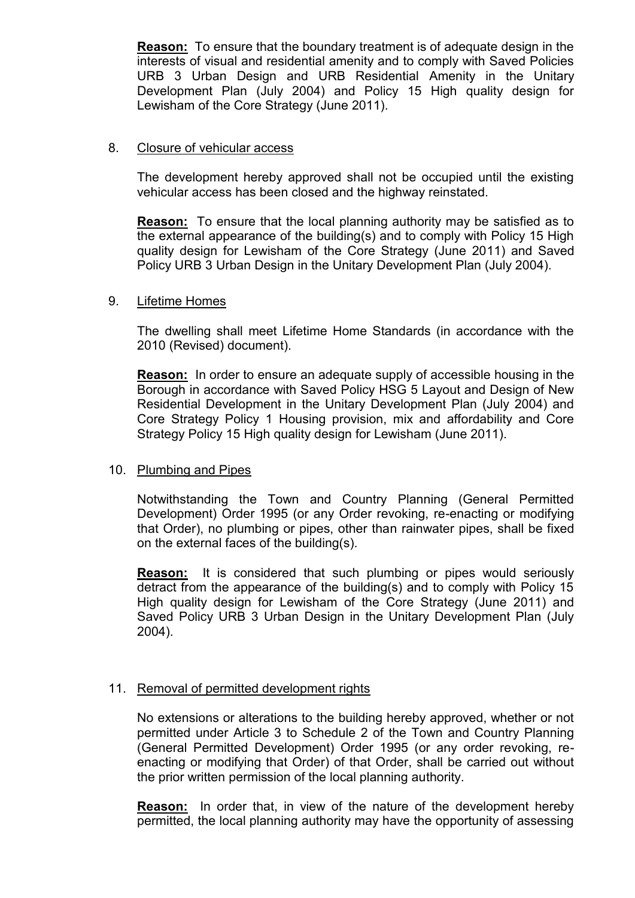**Reason:** To ensure that the boundary treatment is of adequate design in the interests of visual and residential amenity and to comply with Saved Policies URB 3 Urban Design and URB Residential Amenity in the Unitary Development Plan (July 2004) and Policy 15 High quality design for Lewisham of the Core Strategy (June 2011).

8. Closure of vehicular access

   The development hereby approved shall not be occupied until the existing vehicular access has been closed and the highway reinstated.

   **Reason:** To ensure that the local planning authority may be satisfied as to the external appearance of the building(s) and to comply with Policy 15 High quality design for Lewisham of the Core Strategy (June 2011) and Saved Policy URB 3 Urban Design in the Unitary Development Plan (July 2004).

9. Lifetime Homes

   The dwelling shall meet Lifetime Home Standards (in accordance with the 2010 (Revised) document).

   **Reason:** In order to ensure an adequate supply of accessible housing in the Borough in accordance with Saved Policy HSG 5 Layout and Design of New Residential Development in the Unitary Development Plan (July 2004) and Core Strategy Policy 1 Housing provision, mix and affordability and Core Strategy Policy 15 High quality design for Lewisham (June 2011).

10. Plumbing and Pipes

    Notwithstanding the Town and Country Planning (General Permitted Development) Order 1995 (or any Order revoking, re-enacting or modifying that Order), no plumbing or pipes, other than rainwater pipes, shall be fixed on the external faces of the building(s).

    **Reason:** It is considered that such plumbing or pipes would seriously detract from the appearance of the building(s) and to comply with Policy 15 High quality design for Lewisham of the Core Strategy (June 2011) and Saved Policy URB 3 Urban Design in the Unitary Development Plan (July 2004).

11. Removal of permitted development rights

    No extensions or alterations to the building hereby approved, whether or not permitted under Article 3 to Schedule 2 of the Town and Country Planning (General Permitted Development) Order 1995 (or any order revoking, re-enacting or modifying that Order) of that Order, shall be carried out without the prior written permission of the local planning authority.

    **Reason:** In order that, in view of the nature of the development hereby permitted, the local planning authority may have the opportunity of assessing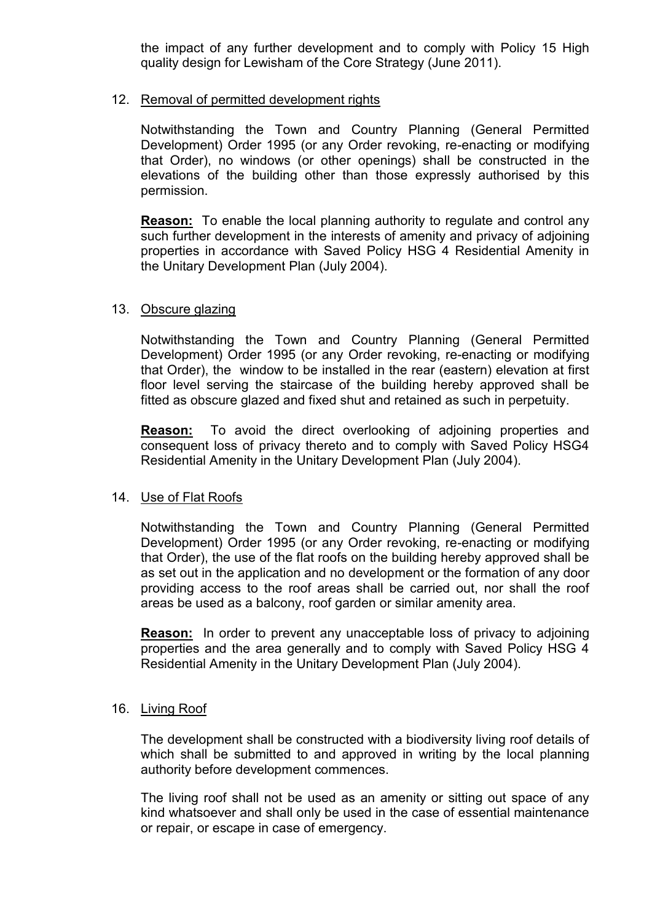the impact of any further development and to comply with Policy 15 High quality design for Lewisham of the Core Strategy (June 2011).

12. Removal of permitted development rights

    Notwithstanding the Town and Country Planning (General Permitted Development) Order 1995 (or any Order revoking, re-enacting or modifying that Order), no windows (or other openings) shall be constructed in the elevations of the building other than those expressly authorised by this permission.

    **Reason:** To enable the local planning authority to regulate and control any such further development in the interests of amenity and privacy of adjoining properties in accordance with Saved Policy HSG 4 Residential Amenity in the Unitary Development Plan (July 2004).

13. Obscure glazing

    Notwithstanding the Town and Country Planning (General Permitted Development) Order 1995 (or any Order revoking, re-enacting or modifying that Order), the window to be installed in the rear (eastern) elevation at first floor level serving the staircase of the building hereby approved shall be fitted as obscure glazed and fixed shut and retained as such in perpetuity.

    **Reason:** To avoid the direct overlooking of adjoining properties and consequent loss of privacy thereto and to comply with Saved Policy HSG4 Residential Amenity in the Unitary Development Plan (July 2004).

14. Use of Flat Roofs

    Notwithstanding the Town and Country Planning (General Permitted Development) Order 1995 (or any Order revoking, re-enacting or modifying that Order), the use of the flat roofs on the building hereby approved shall be as set out in the application and no development or the formation of any door providing access to the roof areas shall be carried out, nor shall the roof areas be used as a balcony, roof garden or similar amenity area.

    **Reason:** In order to prevent any unacceptable loss of privacy to adjoining properties and the area generally and to comply with Saved Policy HSG 4 Residential Amenity in the Unitary Development Plan (July 2004).

16. Living Roof

    The development shall be constructed with a biodiversity living roof details of which shall be submitted to and approved in writing by the local planning authority before development commences.

    The living roof shall not be used as an amenity or sitting out space of any kind whatsoever and shall only be used in the case of essential maintenance or repair, or escape in case of emergency.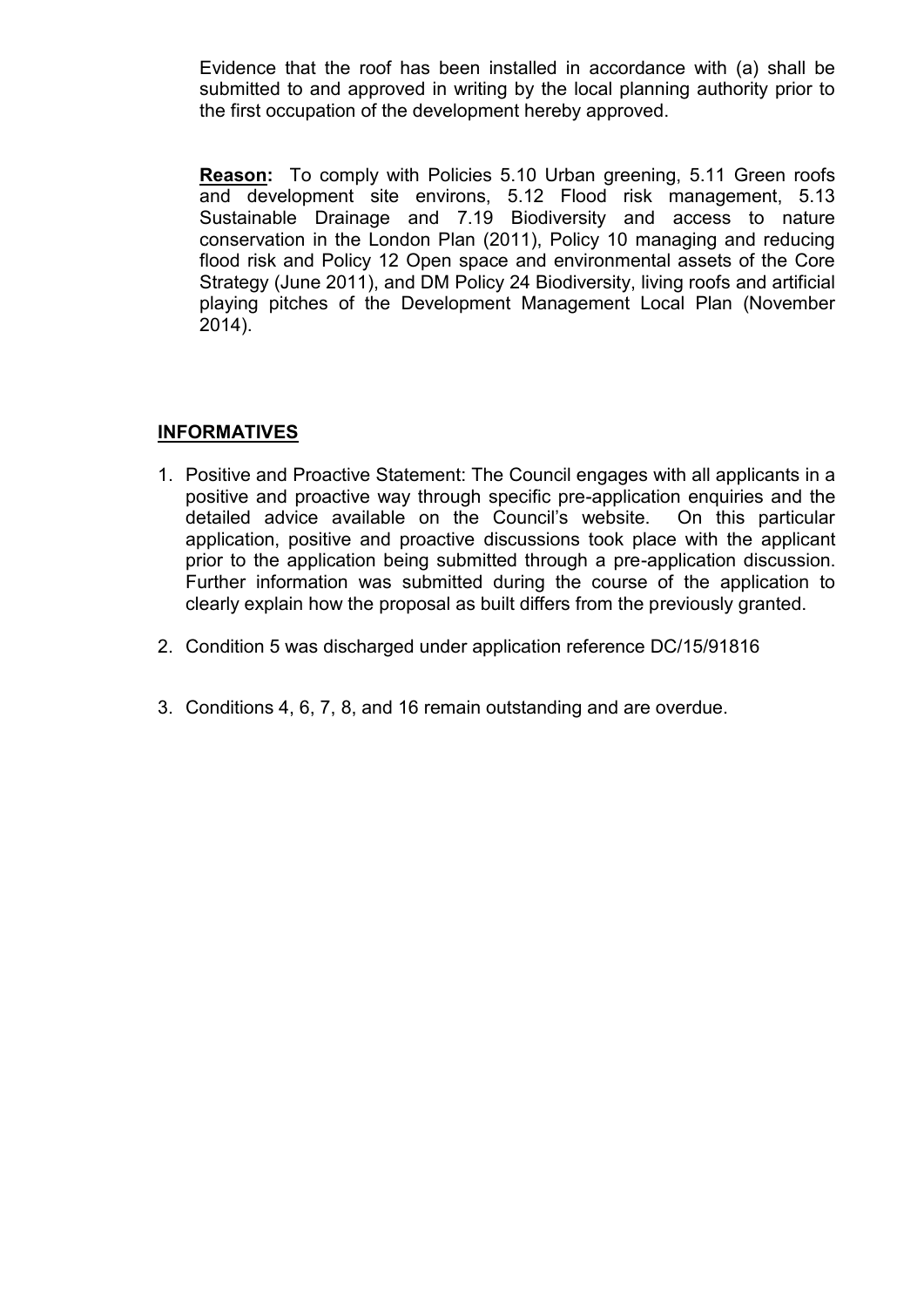Evidence that the roof has been installed in accordance with (a) shall be submitted to and approved in writing by the local planning authority prior to the first occupation of the development hereby approved.

**Reason:** To comply with Policies 5.10 Urban greening, 5.11 Green roofs and development site environs, 5.12 Flood risk management, 5.13 Sustainable Drainage and 7.19 Biodiversity and access to nature conservation in the London Plan (2011), Policy 10 managing and reducing flood risk and Policy 12 Open space and environmental assets of the Core Strategy (June 2011), and DM Policy 24 Biodiversity, living roofs and artificial playing pitches of the Development Management Local Plan (November 2014).

## INFORMATIVES

1. Positive and Proactive Statement: The Council engages with all applicants in a positive and proactive way through specific pre-application enquiries and the detailed advice available on the Council's website. On this particular application, positive and proactive discussions took place with the applicant prior to the application being submitted through a pre-application discussion. Further information was submitted during the course of the application to clearly explain how the proposal as built differs from the previously granted.

2. Condition 5 was discharged under application reference DC/15/91816

3. Conditions 4, 6, 7, 8, and 16 remain outstanding and are overdue.